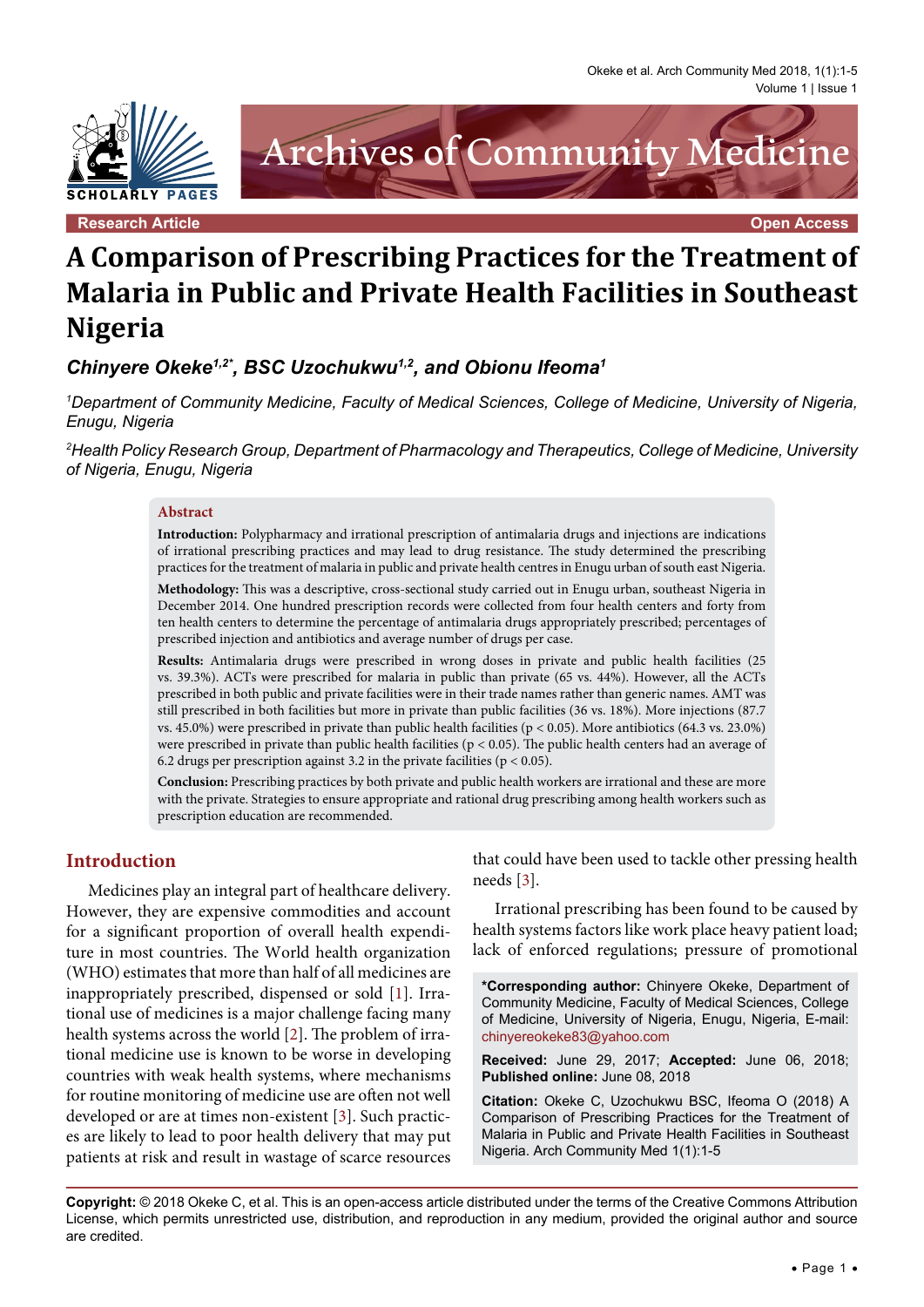Research Article

Open Access

# A Comparison of Prescribing Practices for the Treatment of Malaria in Public and Private Health Facilities in Southeast Nigeria

***Chinyere Okeke[1,2*], BSC Uzochukwu[1,2], and Obionu Ifeoma[1]***

[1]*Department of Community Medicine, Faculty of Medical Sciences, College of Medicine, University of Nigeria, Enugu, Nigeria*

[2]*Health Policy Research Group, Department of Pharmacology and Therapeutics, College of Medicine, University of Nigeria, Enugu, Nigeria*

## Abstract

**Introduction:** Polypharmacy and irrational prescription of antimalaria drugs and injections are indications of irrational prescribing practices and may lead to drug resistance. The study determined the prescribing practices for the treatment of malaria in public and private health centres in Enugu urban of south east Nigeria.

**Methodology:** This was a descriptive, cross-sectional study carried out in Enugu urban, southeast Nigeria in December 2014. One hundred prescription records were collected from four health centers and forty from ten health centers to determine the percentage of antimalaria drugs appropriately prescribed; percentages of prescribed injection and antibiotics and average number of drugs per case.

**Results:** Antimalaria drugs were prescribed in wrong doses in private and public health facilities (25 vs. 39.3%). ACTs were prescribed for malaria in public than private (65 vs. 44%). However, all the ACTs prescribed in both public and private facilities were in their trade names rather than generic names. AMT was still prescribed in both facilities but more in private than public facilities (36 vs. 18%). More injections (87.7 vs. 45.0%) were prescribed in private than public health facilities ($p < 0.05$). More antibiotics (64.3 vs. 23.0%) were prescribed in private than public health facilities ($p < 0.05$). The public health centers had an average of 6.2 drugs per prescription against 3.2 in the private facilities ($p < 0.05$).

**Conclusion:** Prescribing practices by both private and public health workers are irrational and these are more with the private. Strategies to ensure appropriate and rational drug prescribing among health workers such as prescription education are recommended.

## Introduction

Medicines play an integral part of healthcare delivery. However, they are expensive commodities and account for a significant proportion of overall health expenditure in most countries. The World health organization (WHO) estimates that more than half of all medicines are inappropriately prescribed, dispensed or sold [1]. Irrational use of medicines is a major challenge facing many health systems across the world [2]. The problem of irrational medicine use is known to be worse in developing countries with weak health systems, where mechanisms for routine monitoring of medicine use are often not well developed or are at times non-existent [3]. Such practices are likely to lead to poor health delivery that may put patients at risk and result in wastage of scarce resources that could have been used to tackle other pressing health needs [3].

Irrational prescribing has been found to be caused by health systems factors like work place heavy patient load; lack of enforced regulations; pressure of promotional

**\*Corresponding author:** Chinyere Okeke, Department of Community Medicine, Faculty of Medical Sciences, College of Medicine, University of Nigeria, Enugu, Nigeria, E-mail: chinyereokeke83@yahoo.com

**Received:** June 29, 2017; **Accepted:** June 06, 2018; **Published online:** June 08, 2018

**Citation:** Okeke C, Uzochukwu BSC, Ifeoma O (2018) A Comparison of Prescribing Practices for the Treatment of Malaria in Public and Private Health Facilities in Southeast Nigeria. Arch Community Med 1(1):1-5

**Copyright:** © 2018 Okeke C, et al. This is an open-access article distributed under the terms of the Creative Commons Attribution License, which permits unrestricted use, distribution, and reproduction in any medium, provided the original author and source are credited.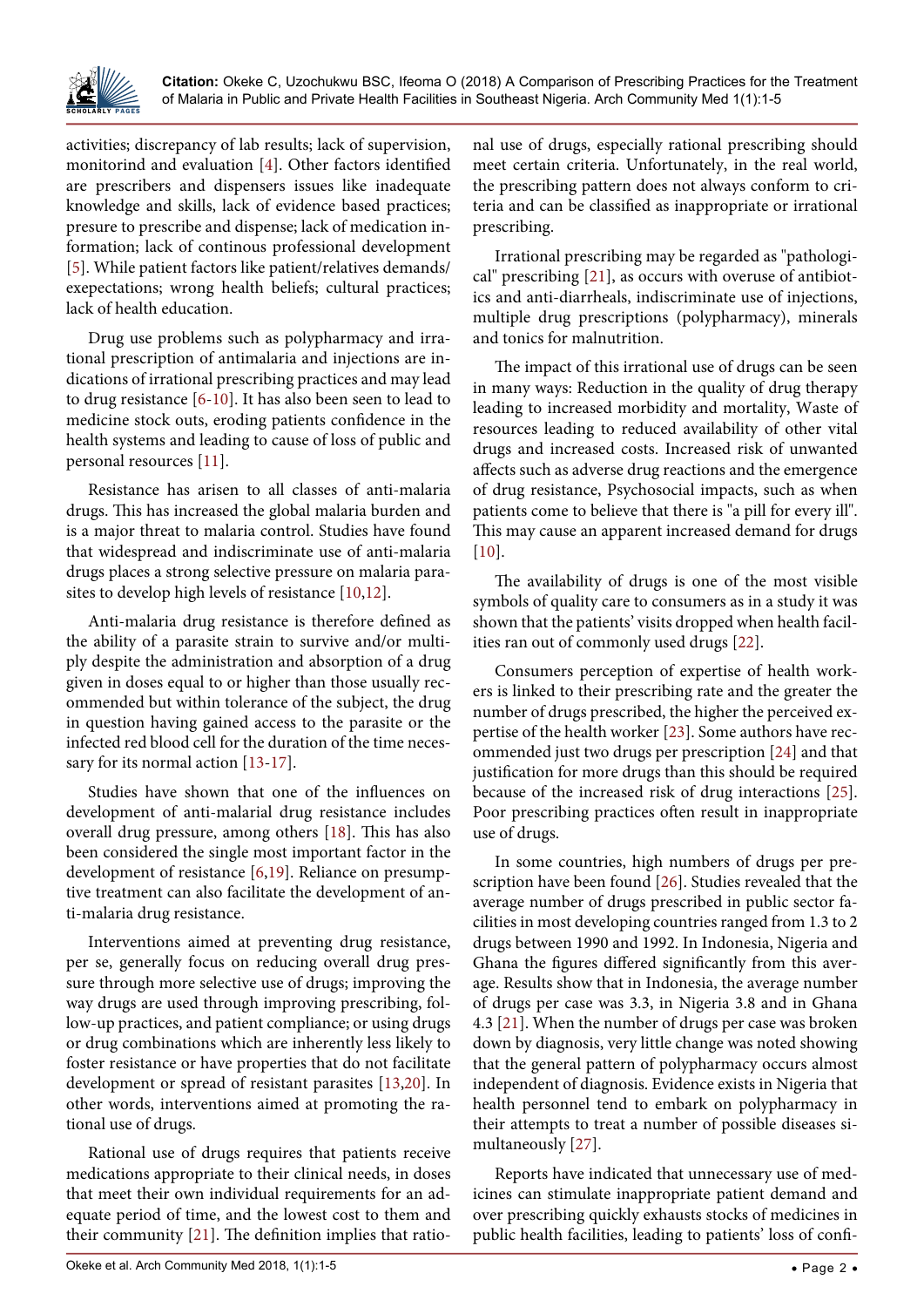activities; discrepancy of lab results; lack of supervision, monitorind and evaluation [4]. Other factors identified are prescribers and dispensers issues like inadequate knowledge and skills, lack of evidence based practices; presure to prescribe and dispense; lack of medication information; lack of continous professional development [5]. While patient factors like patient/relatives demands/exepectations; wrong health beliefs; cultural practices; lack of health education.

Drug use problems such as polypharmacy and irrational prescription of antimalaria and injections are indications of irrational prescribing practices and may lead to drug resistance [6-10]. It has also been seen to lead to medicine stock outs, eroding patients confidence in the health systems and leading to cause of loss of public and personal resources [11].

Resistance has arisen to all classes of anti-malaria drugs. This has increased the global malaria burden and is a major threat to malaria control. Studies have found that widespread and indiscriminate use of anti-malaria drugs places a strong selective pressure on malaria parasites to develop high levels of resistance [10,12].

Anti-malaria drug resistance is therefore defined as the ability of a parasite strain to survive and/or multiply despite the administration and absorption of a drug given in doses equal to or higher than those usually recommended but within tolerance of the subject, the drug in question having gained access to the parasite or the infected red blood cell for the duration of the time necessary for its normal action [13-17].

Studies have shown that one of the influences on development of anti-malarial drug resistance includes overall drug pressure, among others [18]. This has also been considered the single most important factor in the development of resistance [6,19]. Reliance on presumptive treatment can also facilitate the development of anti-malaria drug resistance.

Interventions aimed at preventing drug resistance, per se, generally focus on reducing overall drug pressure through more selective use of drugs; improving the way drugs are used through improving prescribing, follow-up practices, and patient compliance; or using drugs or drug combinations which are inherently less likely to foster resistance or have properties that do not facilitate development or spread of resistant parasites [13,20]. In other words, interventions aimed at promoting the rational use of drugs.

Rational use of drugs requires that patients receive medications appropriate to their clinical needs, in doses that meet their own individual requirements for an adequate period of time, and the lowest cost to them and their community [21]. The definition implies that rational use of drugs, especially rational prescribing should meet certain criteria. Unfortunately, in the real world, the prescribing pattern does not always conform to criteria and can be classified as inappropriate or irrational prescribing.

Irrational prescribing may be regarded as "pathological" prescribing [21], as occurs with overuse of antibiotics and anti-diarrheals, indiscriminate use of injections, multiple drug prescriptions (polypharmacy), minerals and tonics for malnutrition.

The impact of this irrational use of drugs can be seen in many ways: Reduction in the quality of drug therapy leading to increased morbidity and mortality, Waste of resources leading to reduced availability of other vital drugs and increased costs. Increased risk of unwanted affects such as adverse drug reactions and the emergence of drug resistance, Psychosocial impacts, such as when patients come to believe that there is "a pill for every ill". This may cause an apparent increased demand for drugs [10].

The availability of drugs is one of the most visible symbols of quality care to consumers as in a study it was shown that the patients' visits dropped when health facilities ran out of commonly used drugs [22].

Consumers perception of expertise of health workers is linked to their prescribing rate and the greater the number of drugs prescribed, the higher the perceived expertise of the health worker [23]. Some authors have recommended just two drugs per prescription [24] and that justification for more drugs than this should be required because of the increased risk of drug interactions [25]. Poor prescribing practices often result in inappropriate use of drugs.

In some countries, high numbers of drugs per prescription have been found [26]. Studies revealed that the average number of drugs prescribed in public sector facilities in most developing countries ranged from 1.3 to 2 drugs between 1990 and 1992. In Indonesia, Nigeria and Ghana the figures differed significantly from this average. Results show that in Indonesia, the average number of drugs per case was 3.3, in Nigeria 3.8 and in Ghana 4.3 [21]. When the number of drugs per case was broken down by diagnosis, very little change was noted showing that the general pattern of polypharmacy occurs almost independent of diagnosis. Evidence exists in Nigeria that health personnel tend to embark on polypharmacy in their attempts to treat a number of possible diseases simultaneously [27].

Reports have indicated that unnecessary use of medicines can stimulate inappropriate patient demand and over prescribing quickly exhausts stocks of medicines in public health facilities, leading to patients' loss of confi-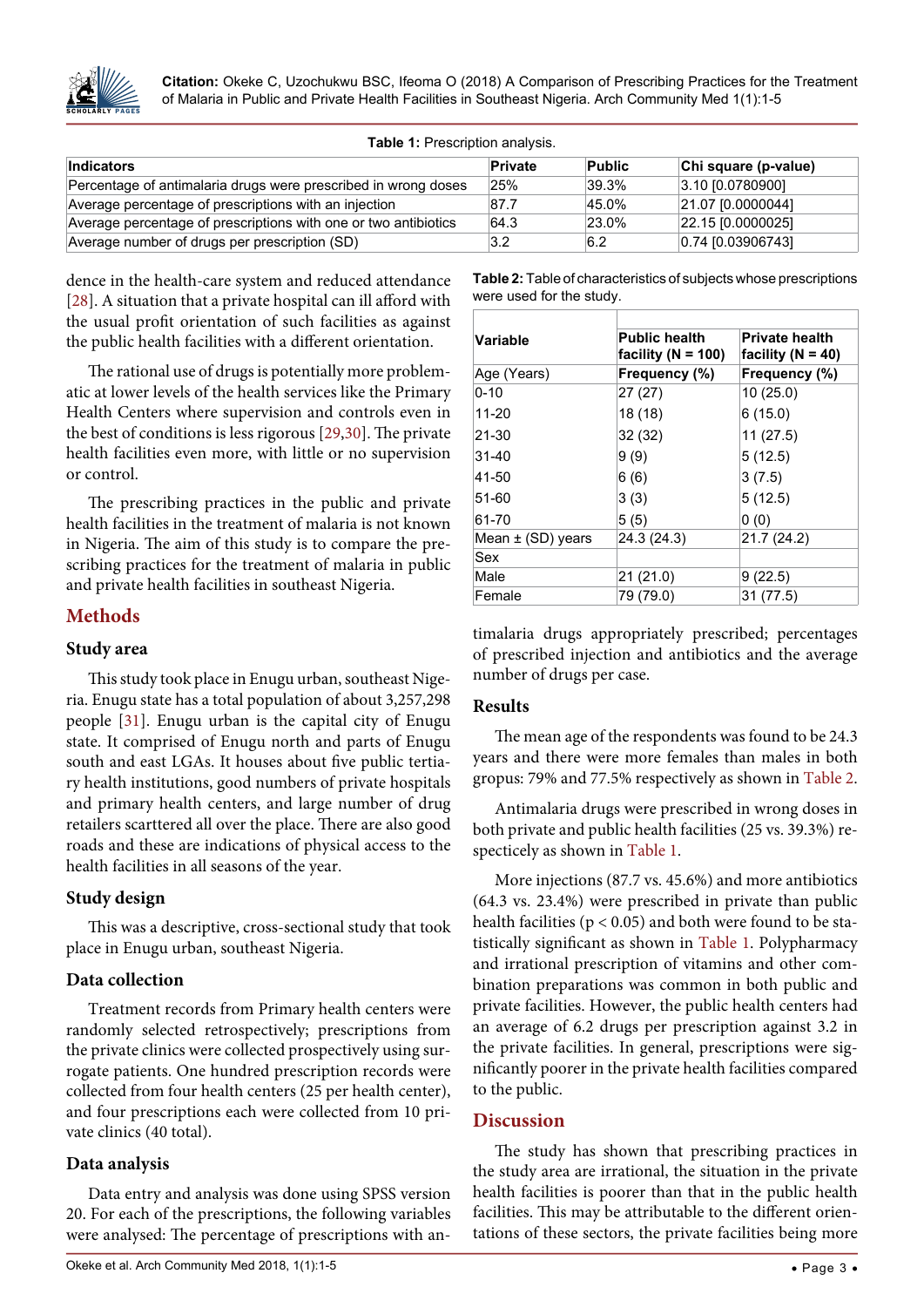**Table 1:** Prescription analysis.

| Indicators | Private | Public | Chi square (p-value) |
|---|---|---|---|
| Percentage of antimalaria drugs were prescribed in wrong doses | 25% | 39.3% | 3.10 [0.0780900] |
| Average percentage of prescriptions with an injection | 87.7 | 45.0% | 21.07 [0.0000044] |
| Average percentage of prescriptions with one or two antibiotics | 64.3 | 23.0% | 22.15 [0.0000025] |
| Average number of drugs per prescription (SD) | 3.2 | 6.2 | 0.74 [0.03906743] |

dence in the health-care system and reduced attendance [28]. A situation that a private hospital can ill afford with the usual profit orientation of such facilities as against the public health facilities with a different orientation.

The rational use of drugs is potentially more problematic at lower levels of the health services like the Primary Health Centers where supervision and controls even in the best of conditions is less rigorous [29,30]. The private health facilities even more, with little or no supervision or control.

The prescribing practices in the public and private health facilities in the treatment of malaria is not known in Nigeria. The aim of this study is to compare the prescribing practices for the treatment of malaria in public and private health facilities in southeast Nigeria.

## Methods

### Study area

This study took place in Enugu urban, southeast Nigeria. Enugu state has a total population of about 3,257,298 people [31]. Enugu urban is the capital city of Enugu state. It comprised of Enugu north and parts of Enugu south and east LGAs. It houses about five public tertiary health institutions, good numbers of private hospitals and primary health centers, and large number of drug retailers scarttered all over the place. There are also good roads and these are indications of physical access to the health facilities in all seasons of the year.

### Study design

This was a descriptive, cross-sectional study that took place in Enugu urban, southeast Nigeria.

### Data collection

Treatment records from Primary health centers were randomly selected retrospectively; prescriptions from the private clinics were collected prospectively using surrogate patients. One hundred prescription records were collected from four health centers (25 per health center), and four prescriptions each were collected from 10 private clinics (40 total).

### Data analysis

Data entry and analysis was done using SPSS version 20. For each of the prescriptions, the following variables were analysed: The percentage of prescriptions with antimalaria drugs appropriately prescribed; percentages of prescribed injection and antibiotics and the average number of drugs per case.

**Table 2:** Table of characteristics of subjects whose prescriptions were used for the study.

| Variable | Public health facility (N = 100) | Private health facility (N = 40) |
|---|---|---|
| Age (Years) | Frequency (%) | Frequency (%) |
| 0-10 | 27 (27) | 10 (25.0) |
| 11-20 | 18 (18) | 6 (15.0) |
| 21-30 | 32 (32) | 11 (27.5) |
| 31-40 | 9 (9) | 5 (12.5) |
| 41-50 | 6 (6) | 3 (7.5) |
| 51-60 | 3 (3) | 5 (12.5) |
| 61-70 | 5 (5) | 0 (0) |
| Mean ± (SD) years | 24.3 (24.3) | 21.7 (24.2) |
| Sex | | |
| Male | 21 (21.0) | 9 (22.5) |
| Female | 79 (79.0) | 31 (77.5) |

### Results

The mean age of the respondents was found to be 24.3 years and there were more females than males in both gropus: 79% and 77.5% respectively as shown in Table 2.

Antimalaria drugs were prescribed in wrong doses in both private and public health facilities (25 vs. 39.3%) respectively as shown in Table 1.

More injections (87.7 vs. 45.6%) and more antibiotics (64.3 vs. 23.4%) were prescribed in private than public health facilities ($p < 0.05$) and both were found to be statistically significant as shown in Table 1. Polypharmacy and irrational prescription of vitamins and other combination preparations was common in both public and private facilities. However, the public health centers had an average of 6.2 drugs per prescription against 3.2 in the private facilities. In general, prescriptions were significantly poorer in the private health facilities compared to the public.

## Discussion

The study has shown that prescribing practices in the study area are irrational, the situation in the private health facilities is poorer than that in the public health facilities. This may be attributable to the different orientations of these sectors, the private facilities being more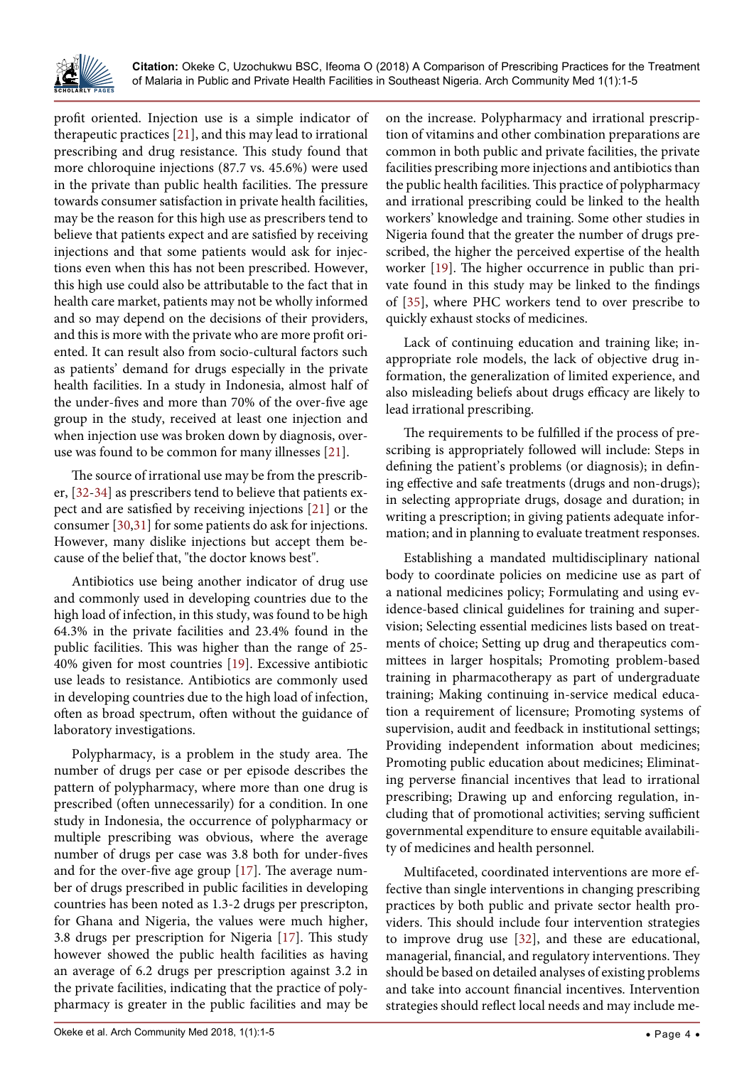profit oriented. Injection use is a simple indicator of therapeutic practices [21], and this may lead to irrational prescribing and drug resistance. This study found that more chloroquine injections (87.7 vs. 45.6%) were used in the private than public health facilities. The pressure towards consumer satisfaction in private health facilities, may be the reason for this high use as prescribers tend to believe that patients expect and are satisfied by receiving injections and that some patients would ask for injections even when this has not been prescribed. However, this high use could also be attributable to the fact that in health care market, patients may not be wholly informed and so may depend on the decisions of their providers, and this is more with the private who are more profit oriented. It can result also from socio-cultural factors such as patients' demand for drugs especially in the private health facilities. In a study in Indonesia, almost half of the under-fives and more than 70% of the over-five age group in the study, received at least one injection and when injection use was broken down by diagnosis, overuse was found to be common for many illnesses [21].

The source of irrational use may be from the prescriber, [32-34] as prescribers tend to believe that patients expect and are satisfied by receiving injections [21] or the consumer [30,31] for some patients do ask for injections. However, many dislike injections but accept them because of the belief that, "the doctor knows best".

Antibiotics use being another indicator of drug use and commonly used in developing countries due to the high load of infection, in this study, was found to be high 64.3% in the private facilities and 23.4% found in the public facilities. This was higher than the range of 25-40% given for most countries [19]. Excessive antibiotic use leads to resistance. Antibiotics are commonly used in developing countries due to the high load of infection, often as broad spectrum, often without the guidance of laboratory investigations.

Polypharmacy, is a problem in the study area. The number of drugs per case or per episode describes the pattern of polypharmacy, where more than one drug is prescribed (often unnecessarily) for a condition. In one study in Indonesia, the occurrence of polypharmacy or multiple prescribing was obvious, where the average number of drugs per case was 3.8 both for under-fives and for the over-five age group [17]. The average number of drugs prescribed in public facilities in developing countries has been noted as 1.3-2 drugs per prescripton, for Ghana and Nigeria, the values were much higher, 3.8 drugs per prescription for Nigeria [17]. This study however showed the public health facilities as having an average of 6.2 drugs per prescription against 3.2 in the private facilities, indicating that the practice of polypharmacy is greater in the public facilities and may be on the increase. Polypharmacy and irrational prescription of vitamins and other combination preparations are common in both public and private facilities, the private facilities prescribing more injections and antibiotics than the public health facilities. This practice of polypharmacy and irrational prescribing could be linked to the health workers' knowledge and training. Some other studies in Nigeria found that the greater the number of drugs prescribed, the higher the perceived expertise of the health worker [19]. The higher occurrence in public than private found in this study may be linked to the findings of [35], where PHC workers tend to over prescribe to quickly exhaust stocks of medicines.

Lack of continuing education and training like; inappropriate role models, the lack of objective drug information, the generalization of limited experience, and also misleading beliefs about drugs efficacy are likely to lead irrational prescribing.

The requirements to be fulfilled if the process of prescribing is appropriately followed will include: Steps in defining the patient's problems (or diagnosis); in defining effective and safe treatments (drugs and non-drugs); in selecting appropriate drugs, dosage and duration; in writing a prescription; in giving patients adequate information; and in planning to evaluate treatment responses.

Establishing a mandated multidisciplinary national body to coordinate policies on medicine use as part of a national medicines policy; Formulating and using evidence-based clinical guidelines for training and supervision; Selecting essential medicines lists based on treatments of choice; Setting up drug and therapeutics committees in larger hospitals; Promoting problem-based training in pharmacotherapy as part of undergraduate training; Making continuing in-service medical education a requirement of licensure; Promoting systems of supervision, audit and feedback in institutional settings; Providing independent information about medicines; Promoting public education about medicines; Eliminating perverse financial incentives that lead to irrational prescribing; Drawing up and enforcing regulation, including that of promotional activities; serving sufficient governmental expenditure to ensure equitable availability of medicines and health personnel.

Multifaceted, coordinated interventions are more effective than single interventions in changing prescribing practices by both public and private sector health providers. This should include four intervention strategies to improve drug use [32], and these are educational, managerial, financial, and regulatory interventions. They should be based on detailed analyses of existing problems and take into account financial incentives. Intervention strategies should reflect local needs and may include me-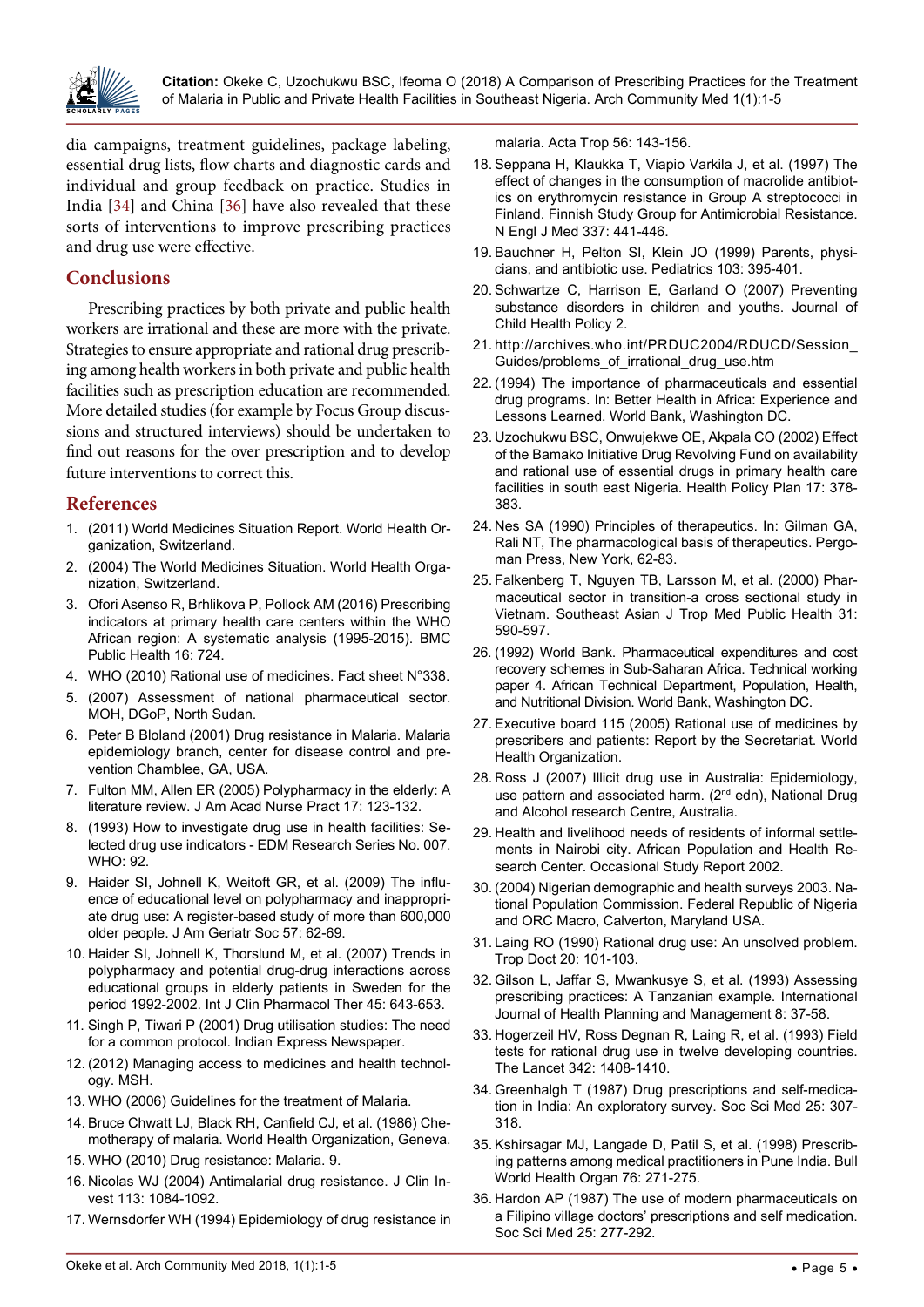dia campaigns, treatment guidelines, package labeling, essential drug lists, flow charts and diagnostic cards and individual and group feedback on practice. Studies in India [34] and China [36] have also revealed that these sorts of interventions to improve prescribing practices and drug use were effective.

## Conclusions

Prescribing practices by both private and public health workers are irrational and these are more with the private. Strategies to ensure appropriate and rational drug prescribing among health workers in both private and public health facilities such as prescription education are recommended. More detailed studies (for example by Focus Group discussions and structured interviews) should be undertaken to find out reasons for the over prescription and to develop future interventions to correct this.

## References

1. (2011) World Medicines Situation Report. World Health Organization, Switzerland.
2. (2004) The World Medicines Situation. World Health Organization, Switzerland.
3. Ofori Asenso R, Brhlikova P, Pollock AM (2016) Prescribing indicators at primary health care centers within the WHO African region: A systematic analysis (1995-2015). BMC Public Health 16: 724.
4. WHO (2010) Rational use of medicines. Fact sheet N°338.
5. (2007) Assessment of national pharmaceutical sector. MOH, DGoP, North Sudan.
6. Peter B Bloland (2001) Drug resistance in Malaria. Malaria epidemiology branch, center for disease control and prevention Chamblee, GA, USA.
7. Fulton MM, Allen ER (2005) Polypharmacy in the elderly: A literature review. J Am Acad Nurse Pract 17: 123-132.
8. (1993) How to investigate drug use in health facilities: Selected drug use indicators - EDM Research Series No. 007. WHO: 92.
9. Haider SI, Johnell K, Weitoft GR, et al. (2009) The influence of educational level on polypharmacy and inappropriate drug use: A register-based study of more than 600,000 older people. J Am Geriatr Soc 57: 62-69.
10. Haider SI, Johnell K, Thorslund M, et al. (2007) Trends in polypharmacy and potential drug-drug interactions across educational groups in elderly patients in Sweden for the period 1992-2002. Int J Clin Pharmacol Ther 45: 643-653.
11. Singh P, Tiwari P (2001) Drug utilisation studies: The need for a common protocol. Indian Express Newspaper.
12. (2012) Managing access to medicines and health technology. MSH.
13. WHO (2006) Guidelines for the treatment of Malaria.
14. Bruce Chwatt LJ, Black RH, Canfield CJ, et al. (1986) Chemotherapy of malaria. World Health Organization, Geneva.
15. WHO (2010) Drug resistance: Malaria. 9.
16. Nicolas WJ (2004) Antimalarial drug resistance. J Clin Invest 113: 1084-1092.
17. Wernsdorfer WH (1994) Epidemiology of drug resistance in malaria. Acta Trop 56: 143-156.
18. Seppana H, Klaukka T, Viapio Varkila J, et al. (1997) The effect of changes in the consumption of macrolide antibiotics on erythromycin resistance in Group A streptococci in Finland. Finnish Study Group for Antimicrobial Resistance. N Engl J Med 337: 441-446.
19. Bauchner H, Pelton SI, Klein JO (1999) Parents, physicians, and antibiotic use. Pediatrics 103: 395-401.
20. Schwartze C, Harrison E, Garland O (2007) Preventing substance disorders in children and youths. Journal of Child Health Policy 2.
21. http://archives.who.int/PRDUC2004/RDUCD/Session_Guides/problems_of_irrational_drug_use.htm
22. (1994) The importance of pharmaceuticals and essential drug programs. In: Better Health in Africa: Experience and Lessons Learned. World Bank, Washington DC.
23. Uzochukwu BSC, Onwujekwe OE, Akpala CO (2002) Effect of the Bamako Initiative Drug Revolving Fund on availability and rational use of essential drugs in primary health care facilities in south east Nigeria. Health Policy Plan 17: 378-383.
24. Nes SA (1990) Principles of therapeutics. In: Gilman GA, Rali NT, The pharmacological basis of therapeutics. Pergoman Press, New York, 62-83.
25. Falkenberg T, Nguyen TB, Larsson M, et al. (2000) Pharmaceutical sector in transition-a cross sectional study in Vietnam. Southeast Asian J Trop Med Public Health 31: 590-597.
26. (1992) World Bank. Pharmaceutical expenditures and cost recovery schemes in Sub-Saharan Africa. Technical working paper 4. African Technical Department, Population, Health, and Nutritional Division. World Bank, Washington DC.
27. Executive board 115 (2005) Rational use of medicines by prescribers and patients: Report by the Secretariat. World Health Organization.
28. Ross J (2007) Illicit drug use in Australia: Epidemiology, use pattern and associated harm. (2nd edn), National Drug and Alcohol research Centre, Australia.
29. Health and livelihood needs of residents of informal settlements in Nairobi city. African Population and Health Research Center. Occasional Study Report 2002.
30. (2004) Nigerian demographic and health surveys 2003. National Population Commission. Federal Republic of Nigeria and ORC Macro, Calverton, Maryland USA.
31. Laing RO (1990) Rational drug use: An unsolved problem. Trop Doct 20: 101-103.
32. Gilson L, Jaffar S, Mwankusye S, et al. (1993) Assessing prescribing practices: A Tanzanian example. International Journal of Health Planning and Management 8: 37-58.
33. Hogerzeil HV, Ross Degnan R, Laing R, et al. (1993) Field tests for rational drug use in twelve developing countries. The Lancet 342: 1408-1410.
34. Greenhalgh T (1987) Drug prescriptions and self-medication in India: An exploratory survey. Soc Sci Med 25: 307-318.
35. Kshirsagar MJ, Langade D, Patil S, et al. (1998) Prescribing patterns among medical practitioners in Pune India. Bull World Health Organ 76: 271-275.
36. Hardon AP (1987) The use of modern pharmaceuticals on a Filipino village doctors' prescriptions and self medication. Soc Sci Med 25: 277-292.